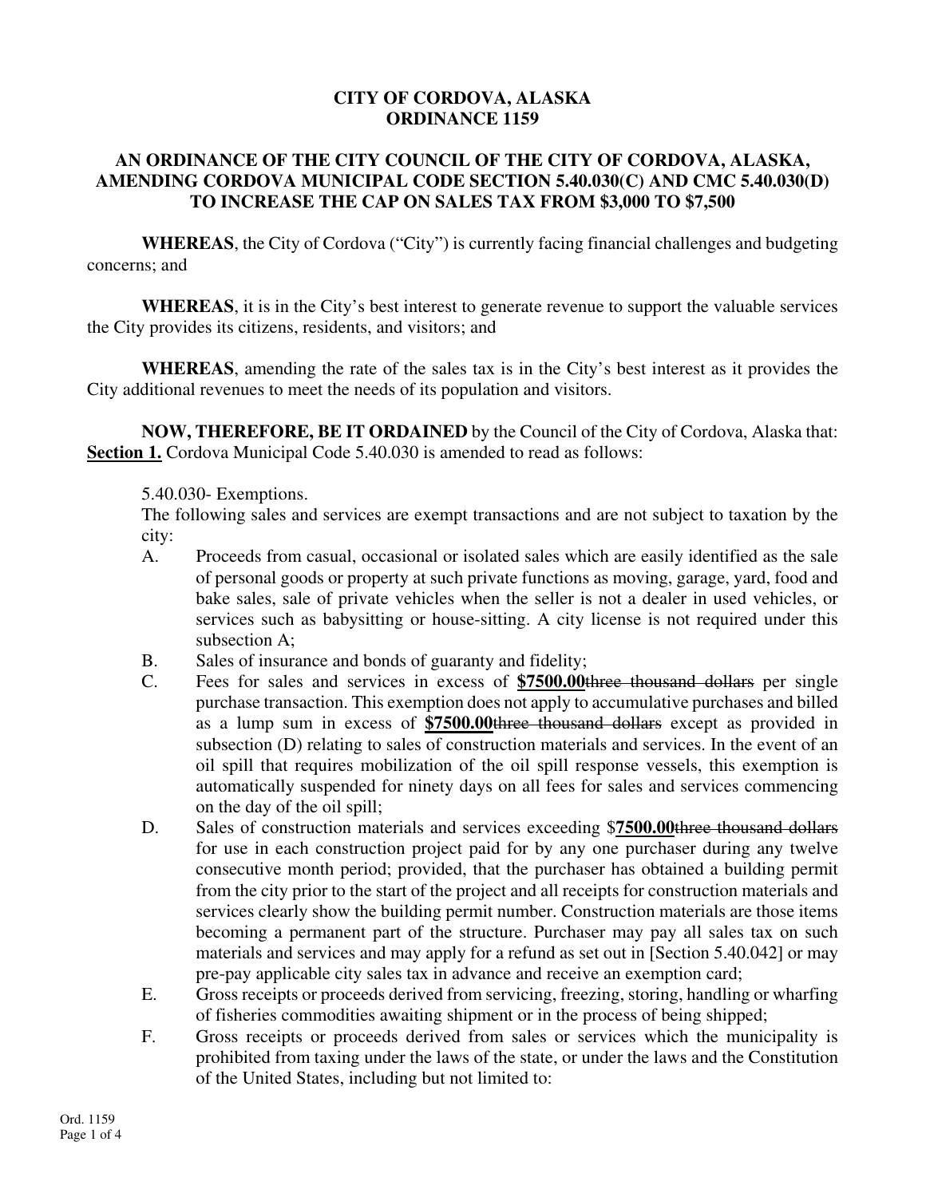# CITY OF CORDOVA, ALASKA
# ORDINANCE 1159

## AN ORDINANCE OF THE CITY COUNCIL OF THE CITY OF CORDOVA, ALASKA, AMENDING CORDOVA MUNICIPAL CODE SECTION 5.40.030(C) AND CMC 5.40.030(D) TO INCREASE THE CAP ON SALES TAX FROM $3,000 TO $7,500

**WHEREAS**, the City of Cordova ("City") is currently facing financial challenges and budgeting concerns; and

**WHEREAS**, it is in the City's best interest to generate revenue to support the valuable services the City provides its citizens, residents, and visitors; and

**WHEREAS**, amending the rate of the sales tax is in the City's best interest as it provides the City additional revenues to meet the needs of its population and visitors.

**NOW, THEREFORE, BE IT ORDAINED** by the Council of the City of Cordova, Alaska that:
**<u>Section 1.</u>** Cordova Municipal Code 5.40.030 is amended to read as follows:

5.40.030- Exemptions.
The following sales and services are exempt transactions and are not subject to taxation by the city:

A. Proceeds from casual, occasional or isolated sales which are easily identified as the sale of personal goods or property at such private functions as moving, garage, yard, food and bake sales, sale of private vehicles when the seller is not a dealer in used vehicles, or services such as babysitting or house-sitting. A city license is not required under this subsection A;

B. Sales of insurance and bonds of guaranty and fidelity;

C. Fees for sales and services in excess of **<u>$7500.00</u>**~~three thousand dollars~~ per single purchase transaction. This exemption does not apply to accumulative purchases and billed as a lump sum in excess of **<u>$7500.00</u>**~~three thousand dollars~~ except as provided in subsection (D) relating to sales of construction materials and services. In the event of an oil spill that requires mobilization of the oil spill response vessels, this exemption is automatically suspended for ninety days on all fees for sales and services commencing on the day of the oil spill;

D. Sales of construction materials and services exceeding $**<u>7500.00</u>**~~three thousand dollars~~ for use in each construction project paid for by any one purchaser during any twelve consecutive month period; provided, that the purchaser has obtained a building permit from the city prior to the start of the project and all receipts for construction materials and services clearly show the building permit number. Construction materials are those items becoming a permanent part of the structure. Purchaser may pay all sales tax on such materials and services and may apply for a refund as set out in [Section 5.40.042] or may pre-pay applicable city sales tax in advance and receive an exemption card;

E. Gross receipts or proceeds derived from servicing, freezing, storing, handling or wharfing of fisheries commodities awaiting shipment or in the process of being shipped;

F. Gross receipts or proceeds derived from sales or services which the municipality is prohibited from taxing under the laws of the state, or under the laws and the Constitution of the United States, including but not limited to: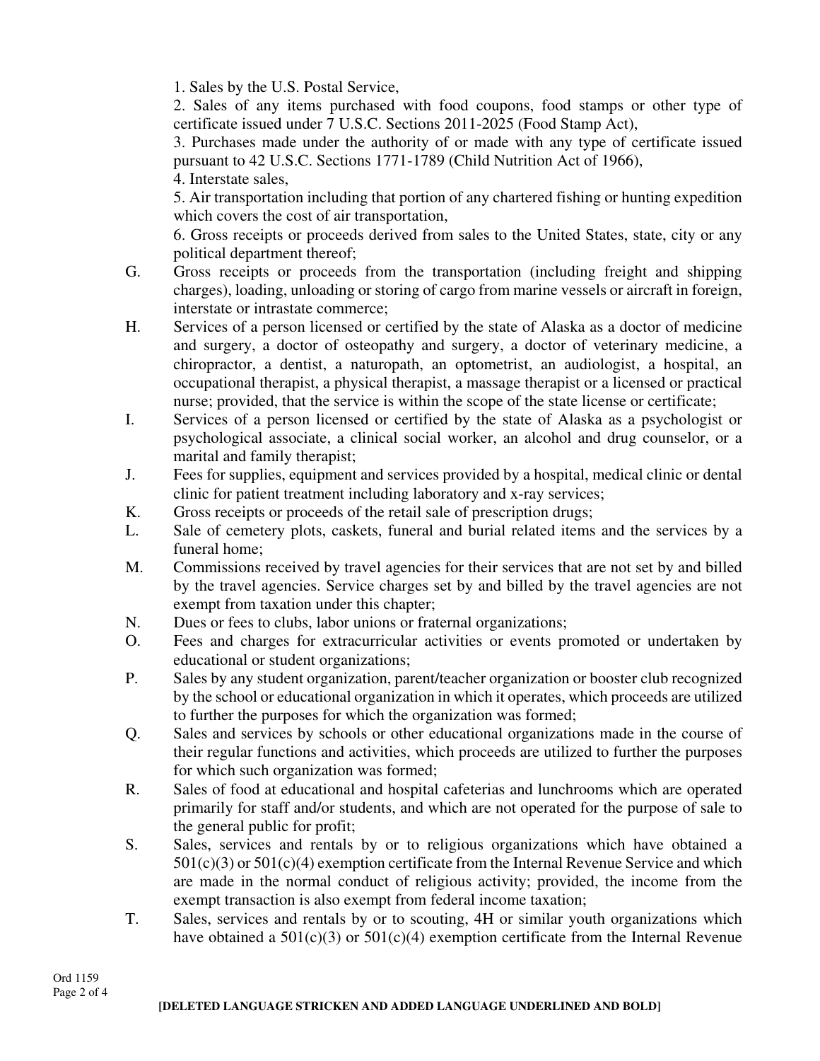1. Sales by the U.S. Postal Service,

2. Sales of any items purchased with food coupons, food stamps or other type of certificate issued under 7 U.S.C. Sections 2011-2025 (Food Stamp Act),

3. Purchases made under the authority of or made with any type of certificate issued pursuant to 42 U.S.C. Sections 1771-1789 (Child Nutrition Act of 1966),

4. Interstate sales,

5. Air transportation including that portion of any chartered fishing or hunting expedition which covers the cost of air transportation,

6. Gross receipts or proceeds derived from sales to the United States, state, city or any political department thereof;

G. Gross receipts or proceeds from the transportation (including freight and shipping charges), loading, unloading or storing of cargo from marine vessels or aircraft in foreign, interstate or intrastate commerce;

H. Services of a person licensed or certified by the state of Alaska as a doctor of medicine and surgery, a doctor of osteopathy and surgery, a doctor of veterinary medicine, a chiropractor, a dentist, a naturopath, an optometrist, an audiologist, a hospital, an occupational therapist, a physical therapist, a massage therapist or a licensed or practical nurse; provided, that the service is within the scope of the state license or certificate;

I. Services of a person licensed or certified by the state of Alaska as a psychologist or psychological associate, a clinical social worker, an alcohol and drug counselor, or a marital and family therapist;

J. Fees for supplies, equipment and services provided by a hospital, medical clinic or dental clinic for patient treatment including laboratory and x-ray services;

K. Gross receipts or proceeds of the retail sale of prescription drugs;

L. Sale of cemetery plots, caskets, funeral and burial related items and the services by a funeral home;

M. Commissions received by travel agencies for their services that are not set by and billed by the travel agencies. Service charges set by and billed by the travel agencies are not exempt from taxation under this chapter;

N. Dues or fees to clubs, labor unions or fraternal organizations;

O. Fees and charges for extracurricular activities or events promoted or undertaken by educational or student organizations;

P. Sales by any student organization, parent/teacher organization or booster club recognized by the school or educational organization in which it operates, which proceeds are utilized to further the purposes for which the organization was formed;

Q. Sales and services by schools or other educational organizations made in the course of their regular functions and activities, which proceeds are utilized to further the purposes for which such organization was formed;

R. Sales of food at educational and hospital cafeterias and lunchrooms which are operated primarily for staff and/or students, and which are not operated for the purpose of sale to the general public for profit;

S. Sales, services and rentals by or to religious organizations which have obtained a 501(c)(3) or 501(c)(4) exemption certificate from the Internal Revenue Service and which are made in the normal conduct of religious activity; provided, the income from the exempt transaction is also exempt from federal income taxation;

T. Sales, services and rentals by or to scouting, 4H or similar youth organizations which have obtained a 501(c)(3) or 501(c)(4) exemption certificate from the Internal Revenue

**[DELETED LANGUAGE STRICKEN AND ADDED LANGUAGE UNDERLINED AND BOLD]**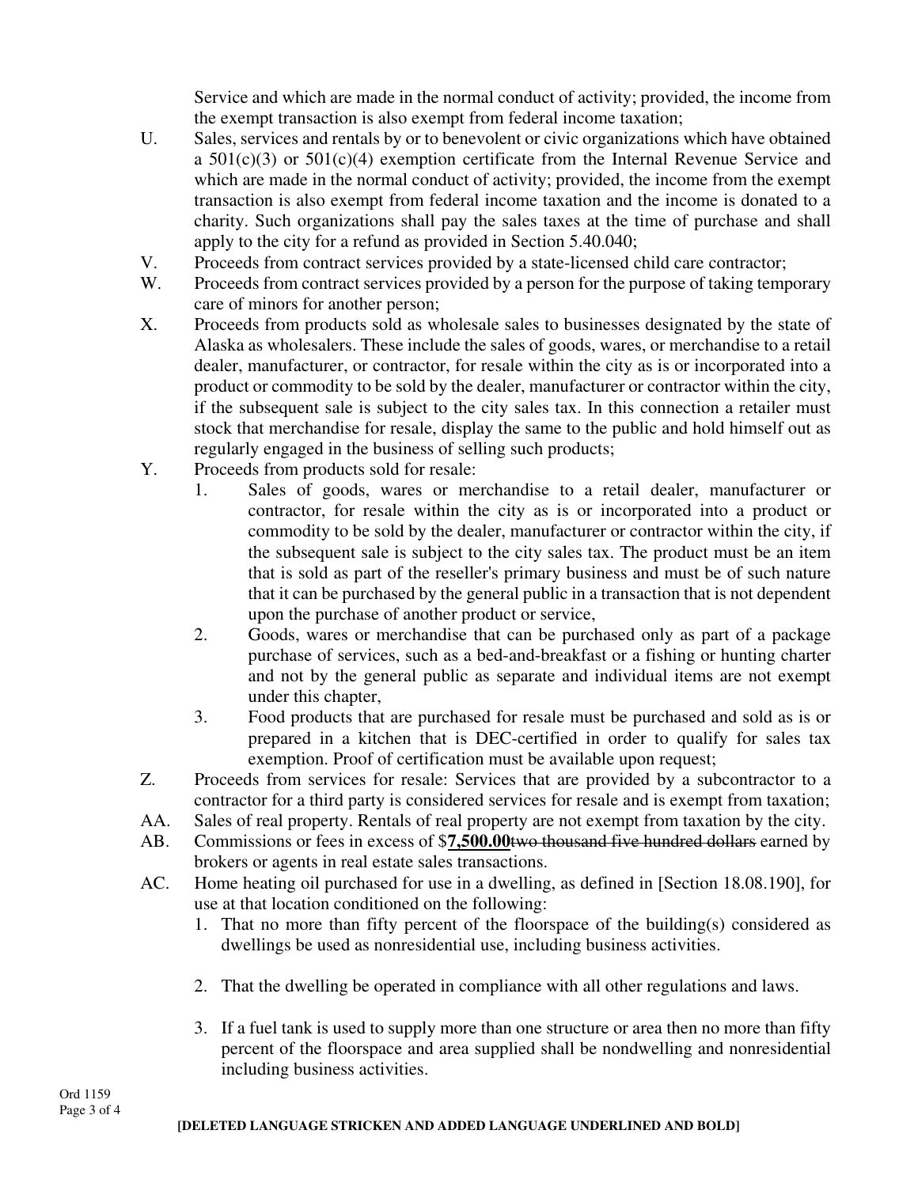Service and which are made in the normal conduct of activity; provided, the income from the exempt transaction is also exempt from federal income taxation;

U. Sales, services and rentals by or to benevolent or civic organizations which have obtained a 501(c)(3) or 501(c)(4) exemption certificate from the Internal Revenue Service and which are made in the normal conduct of activity; provided, the income from the exempt transaction is also exempt from federal income taxation and the income is donated to a charity. Such organizations shall pay the sales taxes at the time of purchase and shall apply to the city for a refund as provided in Section 5.40.040;

V. Proceeds from contract services provided by a state-licensed child care contractor;

W. Proceeds from contract services provided by a person for the purpose of taking temporary care of minors for another person;

X. Proceeds from products sold as wholesale sales to businesses designated by the state of Alaska as wholesalers. These include the sales of goods, wares, or merchandise to a retail dealer, manufacturer, or contractor, for resale within the city as is or incorporated into a product or commodity to be sold by the dealer, manufacturer or contractor within the city, if the subsequent sale is subject to the city sales tax. In this connection a retailer must stock that merchandise for resale, display the same to the public and hold himself out as regularly engaged in the business of selling such products;

Y. Proceeds from products sold for resale:

   1. Sales of goods, wares or merchandise to a retail dealer, manufacturer or contractor, for resale within the city as is or incorporated into a product or commodity to be sold by the dealer, manufacturer or contractor within the city, if the subsequent sale is subject to the city sales tax. The product must be an item that is sold as part of the reseller's primary business and must be of such nature that it can be purchased by the general public in a transaction that is not dependent upon the purchase of another product or service,

   2. Goods, wares or merchandise that can be purchased only as part of a package purchase of services, such as a bed-and-breakfast or a fishing or hunting charter and not by the general public as separate and individual items are not exempt under this chapter,

   3. Food products that are purchased for resale must be purchased and sold as is or prepared in a kitchen that is DEC-certified in order to qualify for sales tax exemption. Proof of certification must be available upon request;

Z. Proceeds from services for resale: Services that are provided by a subcontractor to a contractor for a third party is considered services for resale and is exempt from taxation;

AA. Sales of real property. Rentals of real property are not exempt from taxation by the city.

AB. Commissions or fees in excess of $<u>**7,500.00**</u>~~two thousand five hundred dollars~~ earned by brokers or agents in real estate sales transactions.

AC. Home heating oil purchased for use in a dwelling, as defined in [Section 18.08.190], for use at that location conditioned on the following:

   1. That no more than fifty percent of the floorspace of the building(s) considered as dwellings be used as nonresidential use, including business activities.

   2. That the dwelling be operated in compliance with all other regulations and laws.

   3. If a fuel tank is used to supply more than one structure or area then no more than fifty percent of the floorspace and area supplied shall be nondwelling and nonresidential including business activities.

**[DELETED LANGUAGE STRICKEN AND ADDED LANGUAGE UNDERLINED AND BOLD]**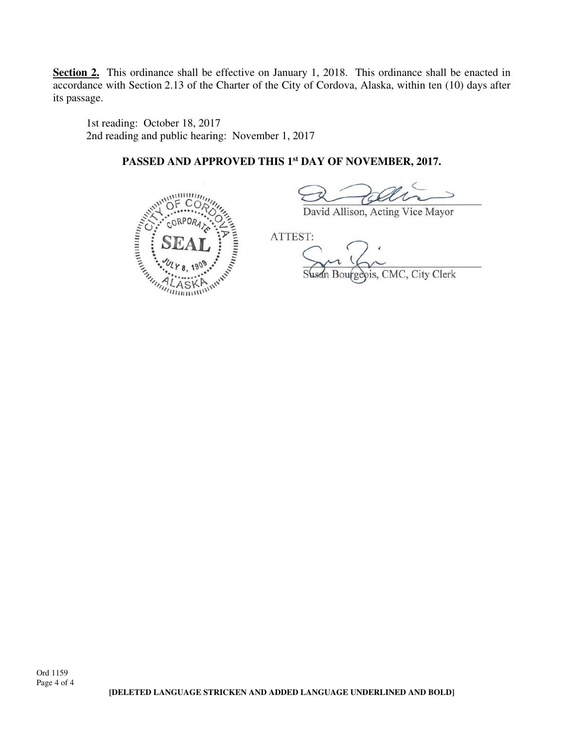**<u>Section 2.</u>** This ordinance shall be effective on January 1, 2018. This ordinance shall be enacted in accordance with Section 2.13 of the Charter of the City of Cordova, Alaska, within ten (10) days after its passage.

1st reading: October 18, 2017
2nd reading and public hearing: November 1, 2017

**PASSED AND APPROVED THIS 1st DAY OF NOVEMBER, 2017.**

CITY OF CORDOVA
CORPORATE
SEAL
JULY 8, 1909
ALASKA

David Allison, Acting Vice Mayor

ATTEST:

Susan Bourgeois, CMC, City Clerk

Ord 1159

**[DELETED LANGUAGE STRICKEN AND ADDED LANGUAGE UNDERLINED AND BOLD]**